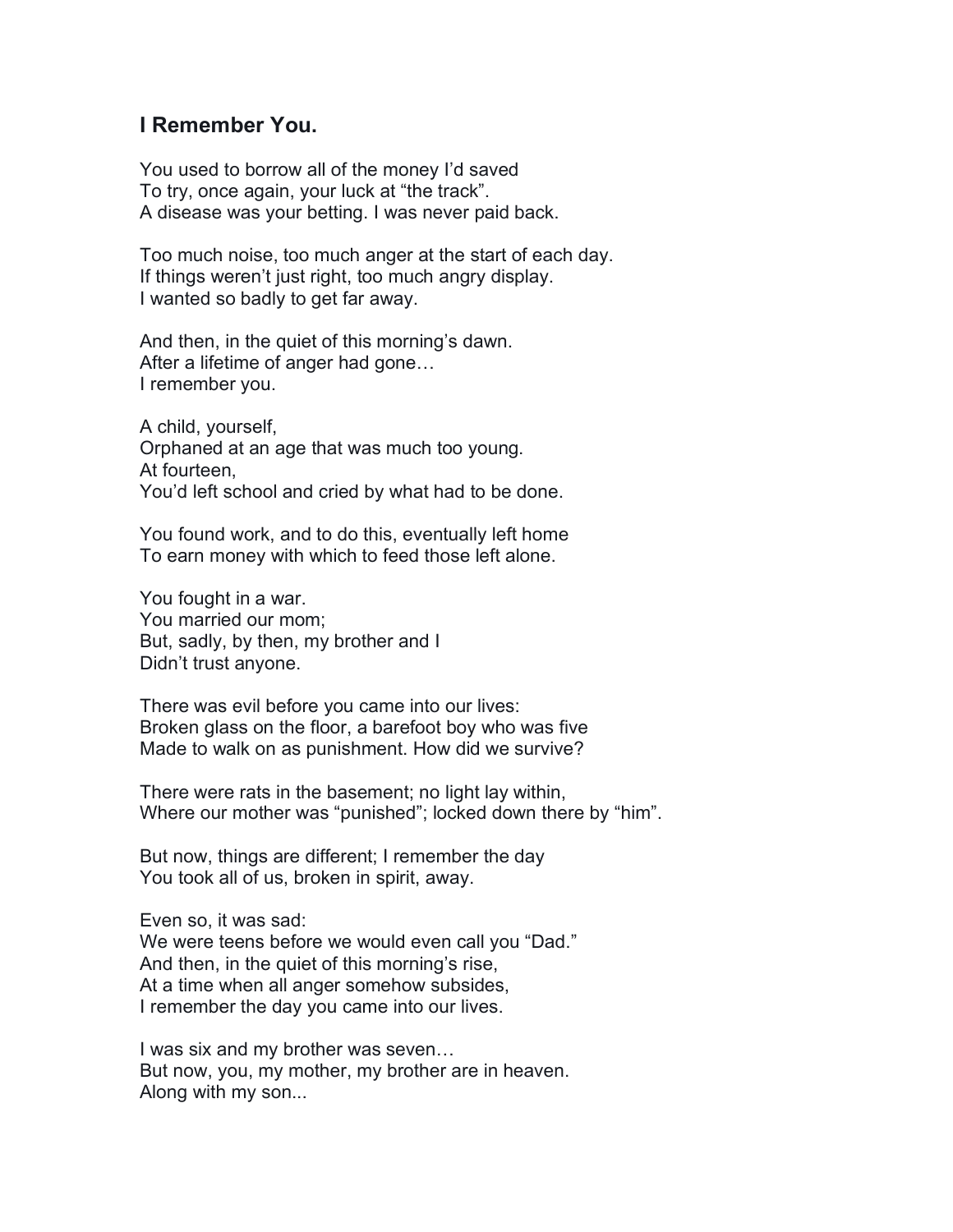### I Remember You.

You used to borrow all of the money I'd saved  
To try, once again, your luck at "the track".  
A disease was your betting. I was never paid back.

Too much noise, too much anger at the start of each day.  
If things weren't just right, too much angry display.  
I wanted so badly to get far away.

And then, in the quiet of this morning's dawn.  
After a lifetime of anger had gone…  
I remember you.

A child, yourself,  
Orphaned at an age that was much too young.  
At fourteen,  
You'd left school and cried by what had to be done.

You found work, and to do this, eventually left home  
To earn money with which to feed those left alone.

You fought in a war.  
You married our mom;  
But, sadly, by then, my brother and I  
Didn't trust anyone.

There was evil before you came into our lives:  
Broken glass on the floor, a barefoot boy who was five  
Made to walk on as punishment. How did we survive?

There were rats in the basement; no light lay within,  
Where our mother was "punished"; locked down there by "him".

But now, things are different; I remember the day  
You took all of us, broken in spirit, away.

Even so, it was sad:  
We were teens before we would even call you "Dad."  
And then, in the quiet of this morning's rise,  
At a time when all anger somehow subsides,  
I remember the day you came into our lives.

I was six and my brother was seven…  
But now, you, my mother, my brother are in heaven.  
Along with my son...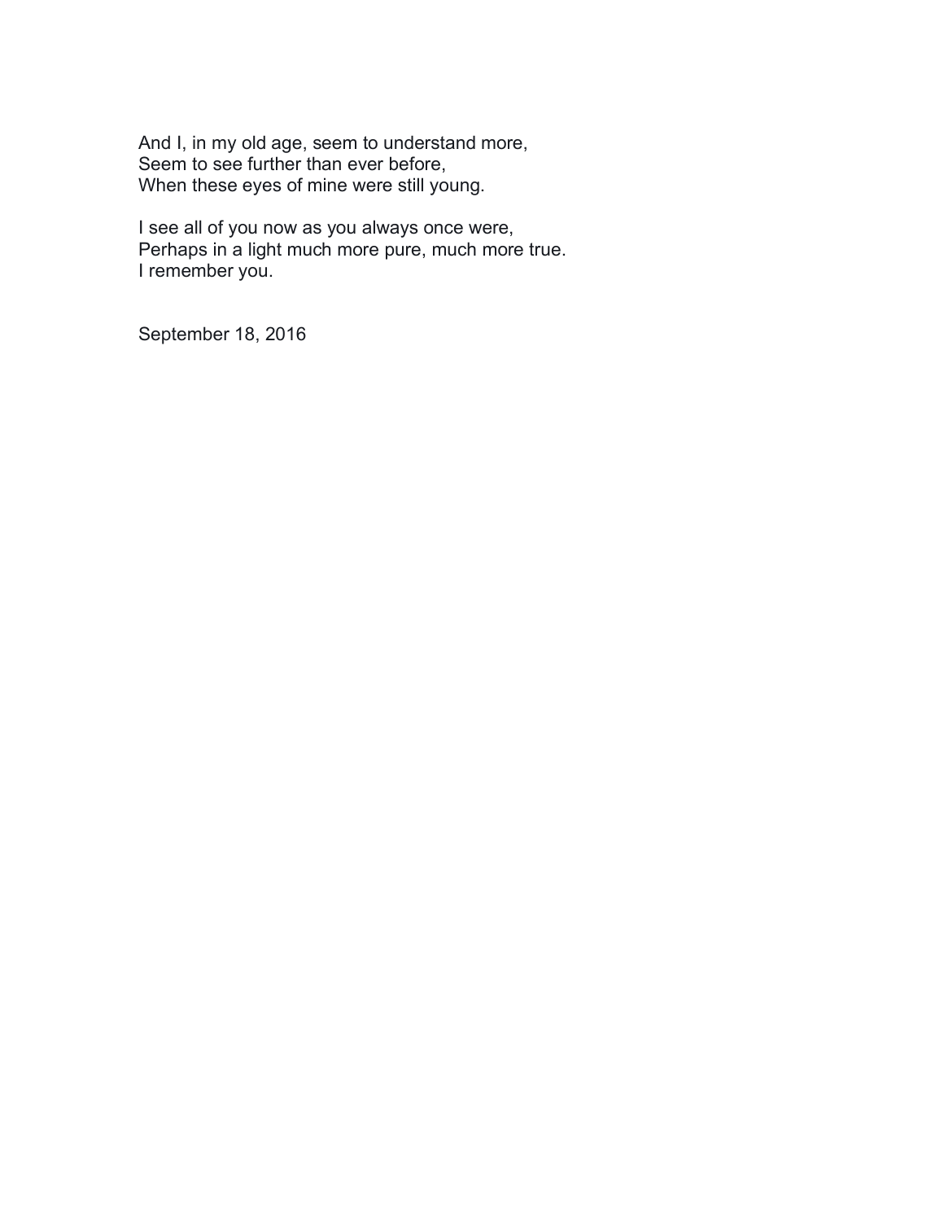And I, in my old age, seem to understand more,  
Seem to see further than ever before,  
When these eyes of mine were still young.

I see all of you now as you always once were,  
Perhaps in a light much more pure, much more true.  
I remember you.

September 18, 2016